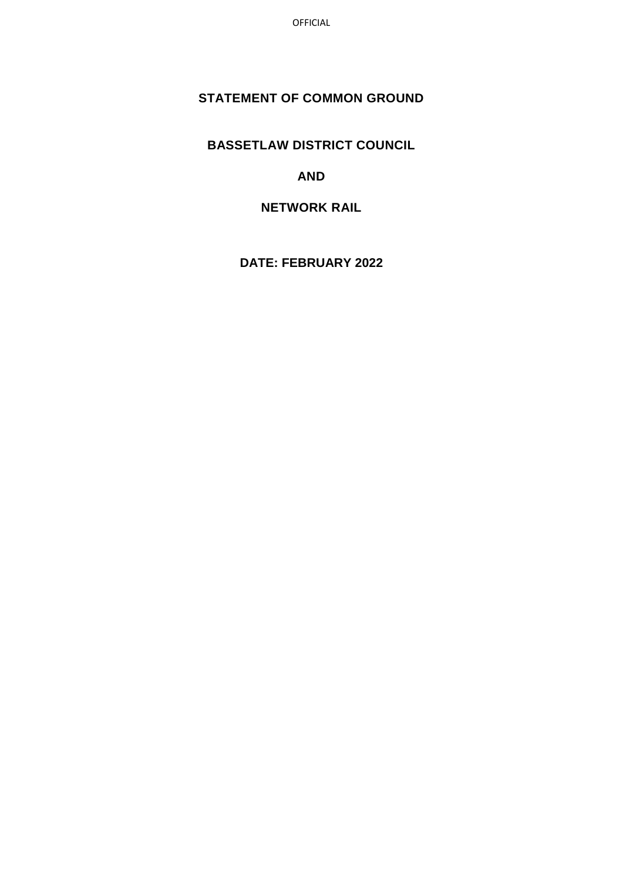# STATEMENT OF COMMON GROUND

## BASSETLAW DISTRICT COUNCIL

## AND

## NETWORK RAIL

## DATE: FEBRUARY 2022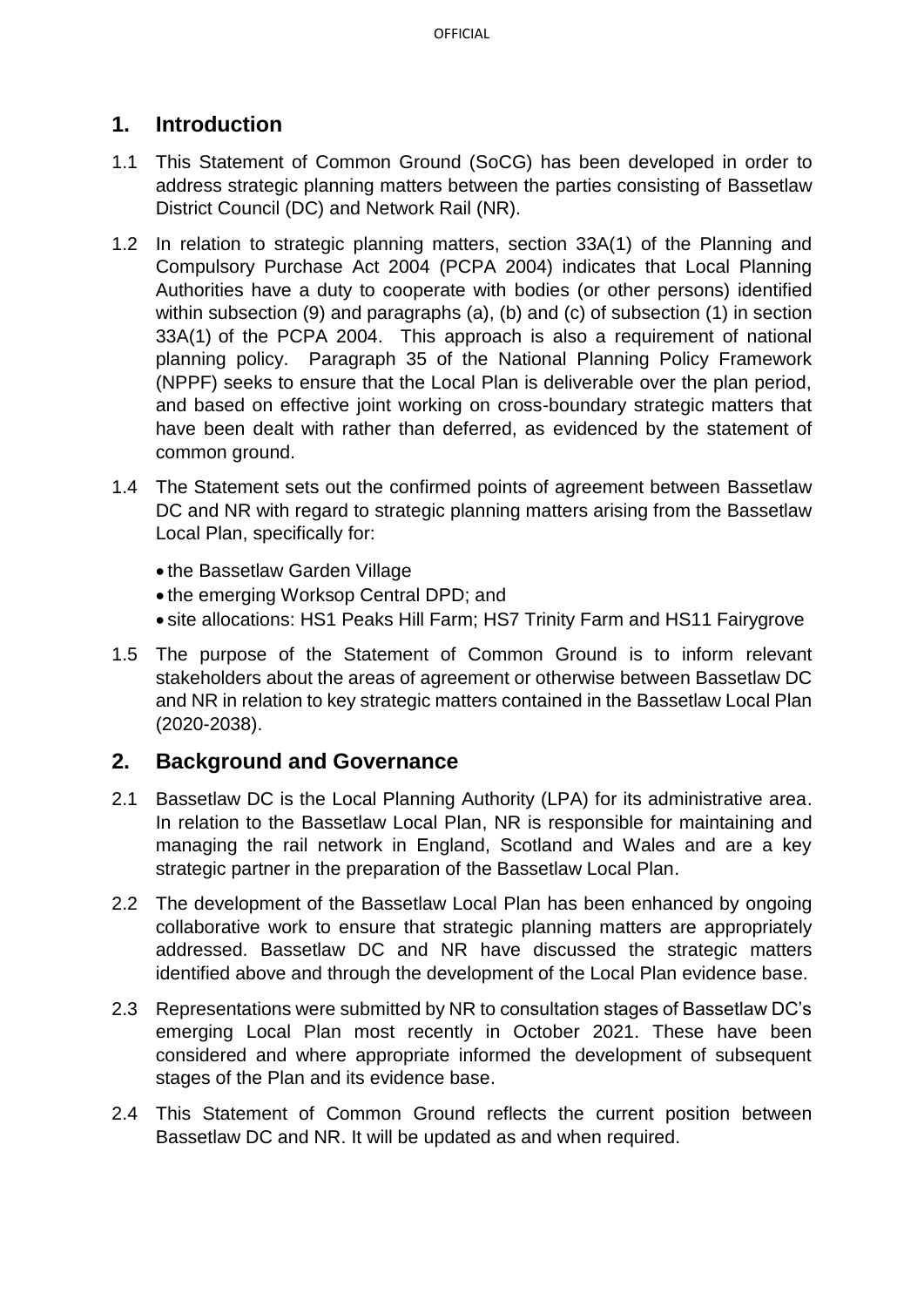## 1. Introduction

1.1 This Statement of Common Ground (SoCG) has been developed in order to address strategic planning matters between the parties consisting of Bassetlaw District Council (DC) and Network Rail (NR).

1.2 In relation to strategic planning matters, section 33A(1) of the Planning and Compulsory Purchase Act 2004 (PCPA 2004) indicates that Local Planning Authorities have a duty to cooperate with bodies (or other persons) identified within subsection (9) and paragraphs (a), (b) and (c) of subsection (1) in section 33A(1) of the PCPA 2004. This approach is also a requirement of national planning policy. Paragraph 35 of the National Planning Policy Framework (NPPF) seeks to ensure that the Local Plan is deliverable over the plan period, and based on effective joint working on cross-boundary strategic matters that have been dealt with rather than deferred, as evidenced by the statement of common ground.

1.4 The Statement sets out the confirmed points of agreement between Bassetlaw DC and NR with regard to strategic planning matters arising from the Bassetlaw Local Plan, specifically for:

- the Bassetlaw Garden Village
- the emerging Worksop Central DPD; and
- site allocations: HS1 Peaks Hill Farm; HS7 Trinity Farm and HS11 Fairygrove

1.5 The purpose of the Statement of Common Ground is to inform relevant stakeholders about the areas of agreement or otherwise between Bassetlaw DC and NR in relation to key strategic matters contained in the Bassetlaw Local Plan (2020-2038).

## 2. Background and Governance

2.1 Bassetlaw DC is the Local Planning Authority (LPA) for its administrative area. In relation to the Bassetlaw Local Plan, NR is responsible for maintaining and managing the rail network in England, Scotland and Wales and are a key strategic partner in the preparation of the Bassetlaw Local Plan.

2.2 The development of the Bassetlaw Local Plan has been enhanced by ongoing collaborative work to ensure that strategic planning matters are appropriately addressed. Bassetlaw DC and NR have discussed the strategic matters identified above and through the development of the Local Plan evidence base.

2.3 Representations were submitted by NR to consultation stages of Bassetlaw DC's emerging Local Plan most recently in October 2021. These have been considered and where appropriate informed the development of subsequent stages of the Plan and its evidence base.

2.4 This Statement of Common Ground reflects the current position between Bassetlaw DC and NR. It will be updated as and when required.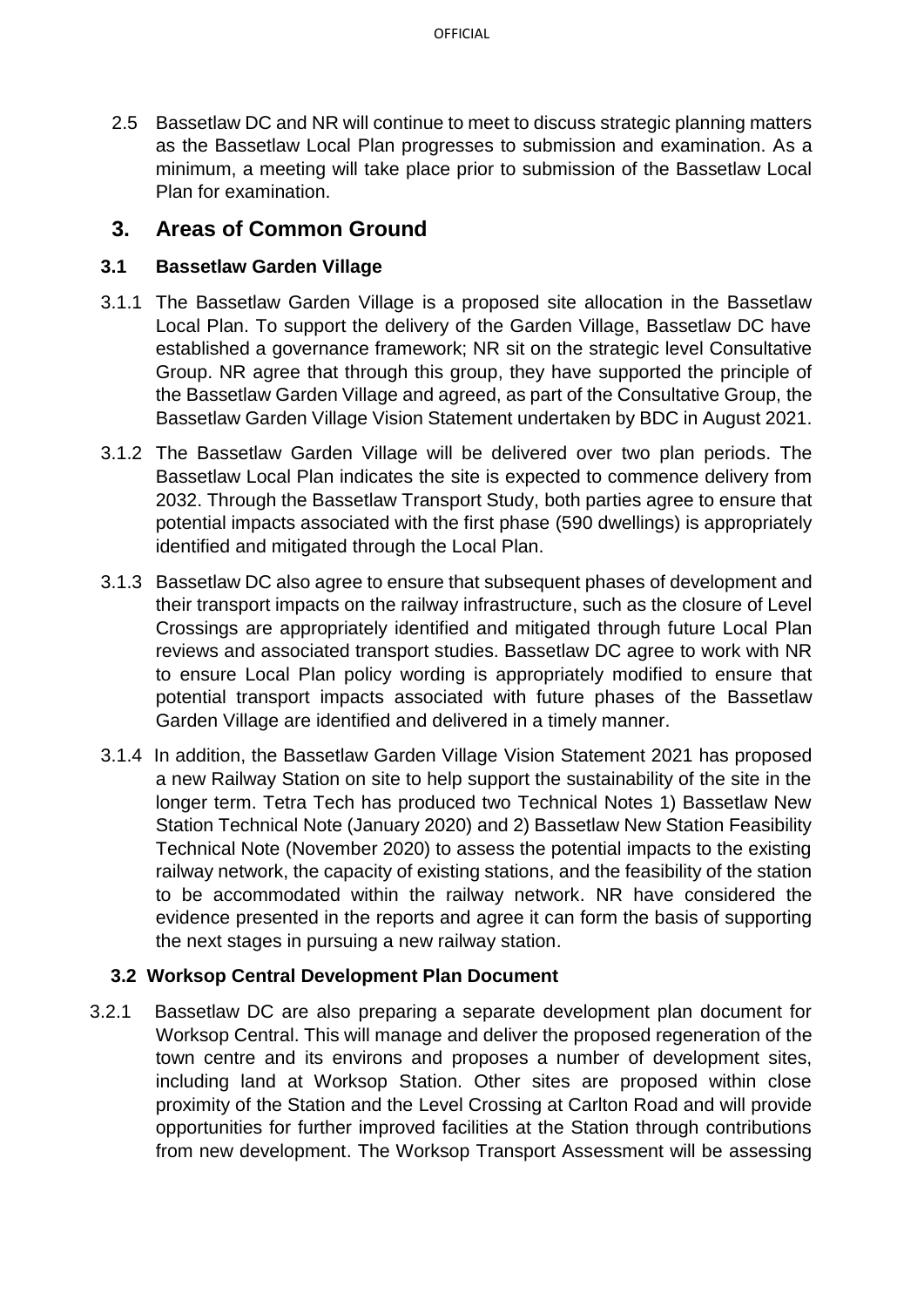2.5 Bassetlaw DC and NR will continue to meet to discuss strategic planning matters as the Bassetlaw Local Plan progresses to submission and examination. As a minimum, a meeting will take place prior to submission of the Bassetlaw Local Plan for examination.

## 3. Areas of Common Ground

### 3.1 Bassetlaw Garden Village

3.1.1 The Bassetlaw Garden Village is a proposed site allocation in the Bassetlaw Local Plan. To support the delivery of the Garden Village, Bassetlaw DC have established a governance framework; NR sit on the strategic level Consultative Group. NR agree that through this group, they have supported the principle of the Bassetlaw Garden Village and agreed, as part of the Consultative Group, the Bassetlaw Garden Village Vision Statement undertaken by BDC in August 2021.

3.1.2 The Bassetlaw Garden Village will be delivered over two plan periods. The Bassetlaw Local Plan indicates the site is expected to commence delivery from 2032. Through the Bassetlaw Transport Study, both parties agree to ensure that potential impacts associated with the first phase (590 dwellings) is appropriately identified and mitigated through the Local Plan.

3.1.3 Bassetlaw DC also agree to ensure that subsequent phases of development and their transport impacts on the railway infrastructure, such as the closure of Level Crossings are appropriately identified and mitigated through future Local Plan reviews and associated transport studies. Bassetlaw DC agree to work with NR to ensure Local Plan policy wording is appropriately modified to ensure that potential transport impacts associated with future phases of the Bassetlaw Garden Village are identified and delivered in a timely manner.

3.1.4 In addition, the Bassetlaw Garden Village Vision Statement 2021 has proposed a new Railway Station on site to help support the sustainability of the site in the longer term. Tetra Tech has produced two Technical Notes 1) Bassetlaw New Station Technical Note (January 2020) and 2) Bassetlaw New Station Feasibility Technical Note (November 2020) to assess the potential impacts to the existing railway network, the capacity of existing stations, and the feasibility of the station to be accommodated within the railway network. NR have considered the evidence presented in the reports and agree it can form the basis of supporting the next stages in pursuing a new railway station.

### 3.2 Worksop Central Development Plan Document

3.2.1 Bassetlaw DC are also preparing a separate development plan document for Worksop Central. This will manage and deliver the proposed regeneration of the town centre and its environs and proposes a number of development sites, including land at Worksop Station. Other sites are proposed within close proximity of the Station and the Level Crossing at Carlton Road and will provide opportunities for further improved facilities at the Station through contributions from new development. The Worksop Transport Assessment will be assessing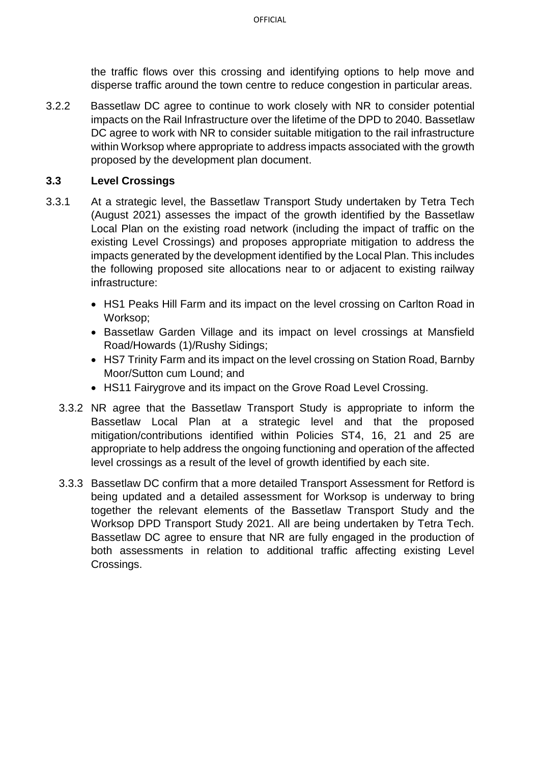the traffic flows over this crossing and identifying options to help move and disperse traffic around the town centre to reduce congestion in particular areas.

3.2.2 Bassetlaw DC agree to continue to work closely with NR to consider potential impacts on the Rail Infrastructure over the lifetime of the DPD to 2040. Bassetlaw DC agree to work with NR to consider suitable mitigation to the rail infrastructure within Worksop where appropriate to address impacts associated with the growth proposed by the development plan document.

### 3.3 Level Crossings

3.3.1 At a strategic level, the Bassetlaw Transport Study undertaken by Tetra Tech (August 2021) assesses the impact of the growth identified by the Bassetlaw Local Plan on the existing road network (including the impact of traffic on the existing Level Crossings) and proposes appropriate mitigation to address the impacts generated by the development identified by the Local Plan. This includes the following proposed site allocations near to or adjacent to existing railway infrastructure:

- HS1 Peaks Hill Farm and its impact on the level crossing on Carlton Road in Worksop;
- Bassetlaw Garden Village and its impact on level crossings at Mansfield Road/Howards (1)/Rushy Sidings;
- HS7 Trinity Farm and its impact on the level crossing on Station Road, Barnby Moor/Sutton cum Lound; and
- HS11 Fairygrove and its impact on the Grove Road Level Crossing.

3.3.2 NR agree that the Bassetlaw Transport Study is appropriate to inform the Bassetlaw Local Plan at a strategic level and that the proposed mitigation/contributions identified within Policies ST4, 16, 21 and 25 are appropriate to help address the ongoing functioning and operation of the affected level crossings as a result of the level of growth identified by each site.

3.3.3 Bassetlaw DC confirm that a more detailed Transport Assessment for Retford is being updated and a detailed assessment for Worksop is underway to bring together the relevant elements of the Bassetlaw Transport Study and the Worksop DPD Transport Study 2021. All are being undertaken by Tetra Tech. Bassetlaw DC agree to ensure that NR are fully engaged in the production of both assessments in relation to additional traffic affecting existing Level Crossings.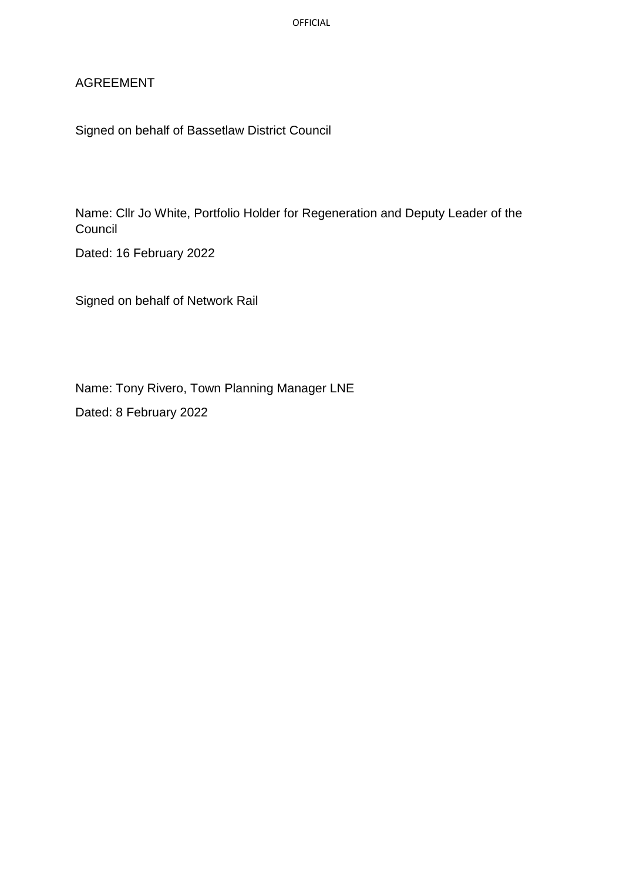AGREEMENT

Signed on behalf of Bassetlaw District Council

Name: Cllr Jo White, Portfolio Holder for Regeneration and Deputy Leader of the Council

Dated: 16 February 2022

Signed on behalf of Network Rail

Name: Tony Rivero, Town Planning Manager LNE

Dated: 8 February 2022